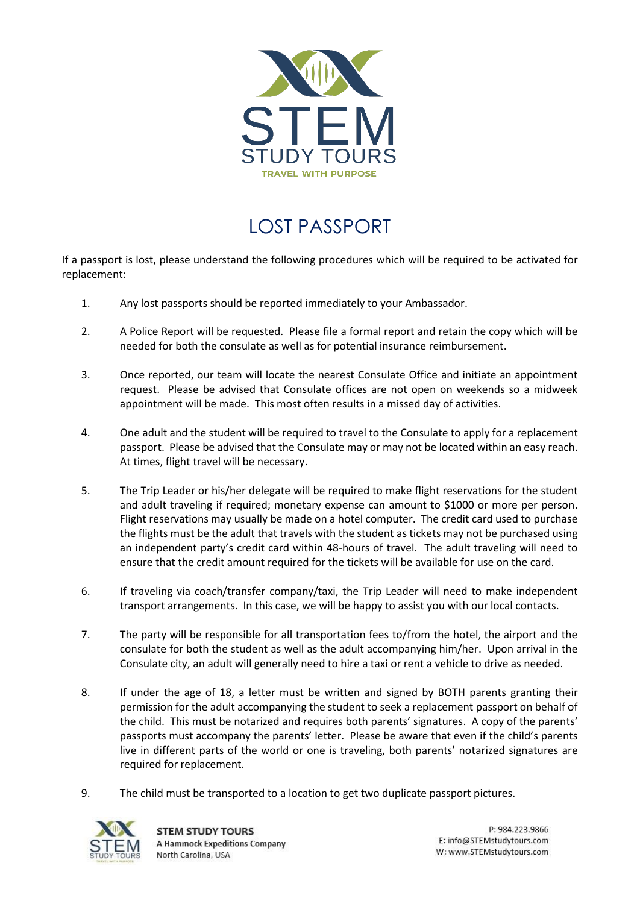# LOST PASSPORT

If a passport is lost, please understand the following procedures which will be required to be activated for replacement:

1. Any lost passports should be reported immediately to your Ambassador.

2. A Police Report will be requested. Please file a formal report and retain the copy which will be needed for both the consulate as well as for potential insurance reimbursement.

3. Once reported, our team will locate the nearest Consulate Office and initiate an appointment request. Please be advised that Consulate offices are not open on weekends so a midweek appointment will be made. This most often results in a missed day of activities.

4. One adult and the student will be required to travel to the Consulate to apply for a replacement passport. Please be advised that the Consulate may or may not be located within an easy reach. At times, flight travel will be necessary.

5. The Trip Leader or his/her delegate will be required to make flight reservations for the student and adult traveling if required; monetary expense can amount to $1000 or more per person. Flight reservations may usually be made on a hotel computer. The credit card used to purchase the flights must be the adult that travels with the student as tickets may not be purchased using an independent party's credit card within 48-hours of travel. The adult traveling will need to ensure that the credit amount required for the tickets will be available for use on the card.

6. If traveling via coach/transfer company/taxi, the Trip Leader will need to make independent transport arrangements. In this case, we will be happy to assist you with our local contacts.

7. The party will be responsible for all transportation fees to/from the hotel, the airport and the consulate for both the student as well as the adult accompanying him/her. Upon arrival in the Consulate city, an adult will generally need to hire a taxi or rent a vehicle to drive as needed.

8. If under the age of 18, a letter must be written and signed by BOTH parents granting their permission for the adult accompanying the student to seek a replacement passport on behalf of the child. This must be notarized and requires both parents' signatures. A copy of the parents' passports must accompany the parents' letter. Please be aware that even if the child's parents live in different parts of the world or one is traveling, both parents' notarized signatures are required for replacement.

9. The child must be transported to a location to get two duplicate passport pictures.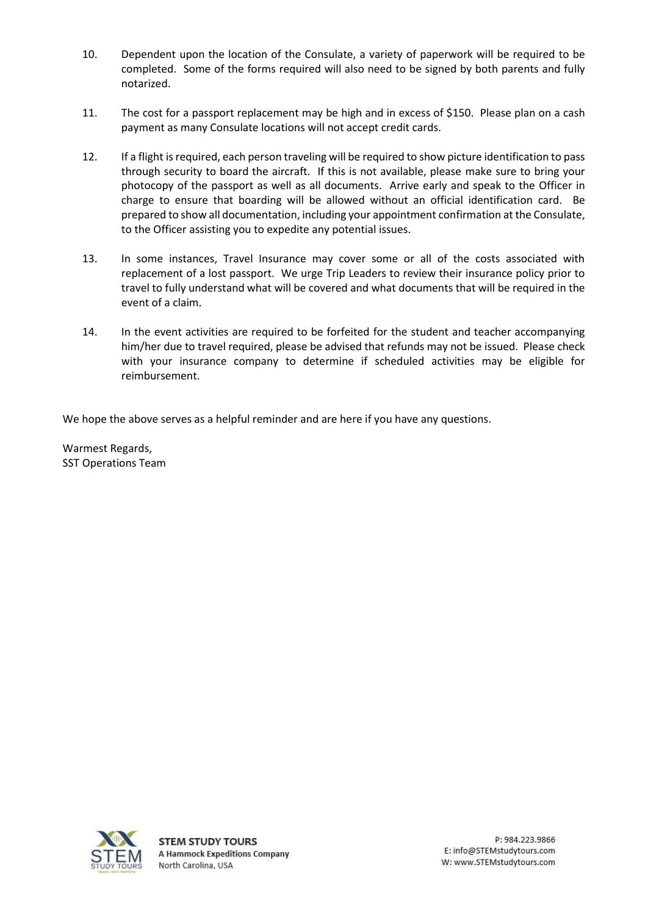10. Dependent upon the location of the Consulate, a variety of paperwork will be required to be completed. Some of the forms required will also need to be signed by both parents and fully notarized.

11. The cost for a passport replacement may be high and in excess of $150. Please plan on a cash payment as many Consulate locations will not accept credit cards.

12. If a flight is required, each person traveling will be required to show picture identification to pass through security to board the aircraft. If this is not available, please make sure to bring your photocopy of the passport as well as all documents. Arrive early and speak to the Officer in charge to ensure that boarding will be allowed without an official identification card. Be prepared to show all documentation, including your appointment confirmation at the Consulate, to the Officer assisting you to expedite any potential issues.

13. In some instances, Travel Insurance may cover some or all of the costs associated with replacement of a lost passport. We urge Trip Leaders to review their insurance policy prior to travel to fully understand what will be covered and what documents that will be required in the event of a claim.

14. In the event activities are required to be forfeited for the student and teacher accompanying him/her due to travel required, please be advised that refunds may not be issued. Please check with your insurance company to determine if scheduled activities may be eligible for reimbursement.

We hope the above serves as a helpful reminder and are here if you have any questions.

Warmest Regards,
SST Operations Team

**STEM STUDY TOURS**
**A Hammock Expeditions Company**
North Carolina, USA

P: 984.223.9866
E: info@STEMstudytours.com
W: www.STEMstudytours.com